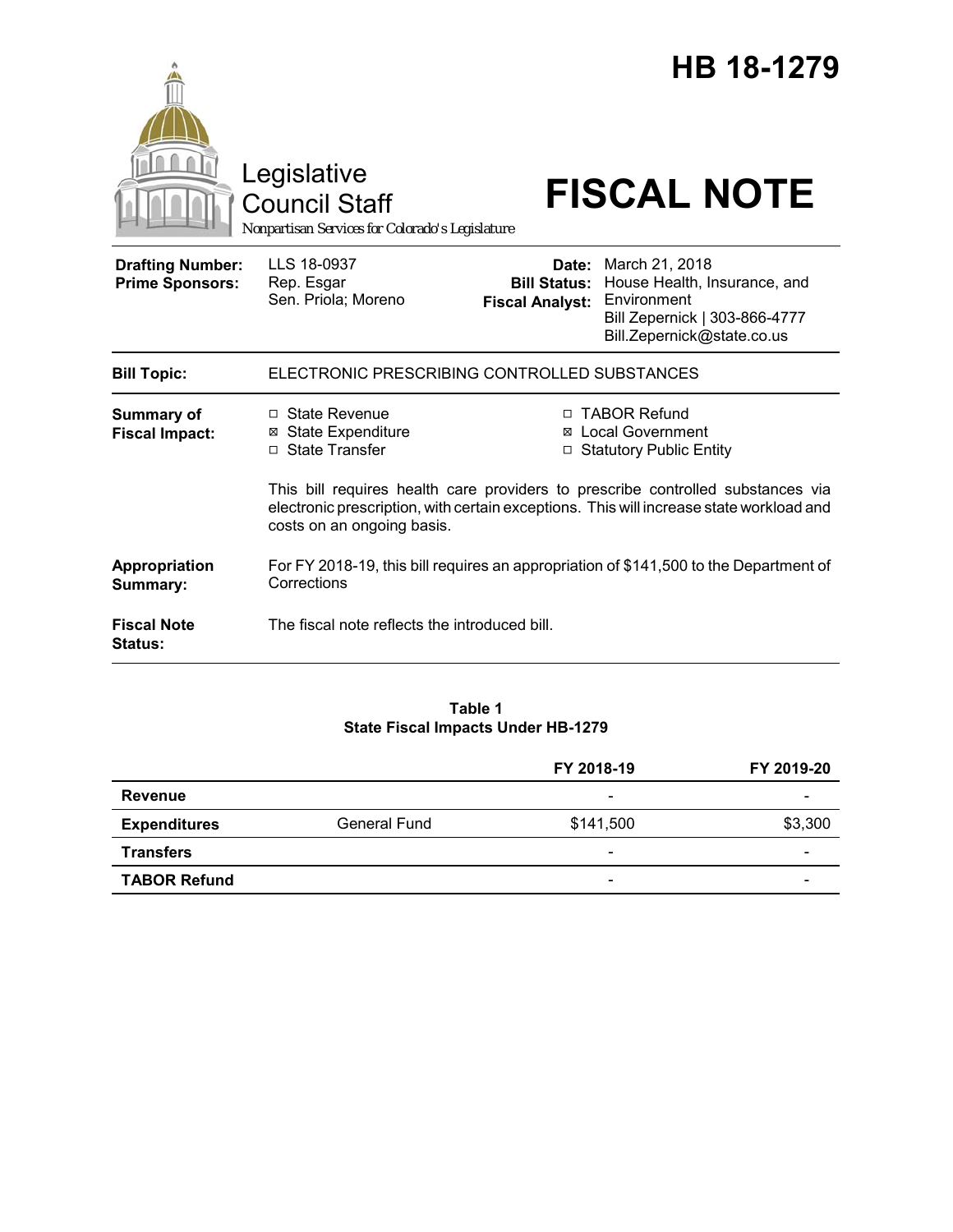# HB 18-1279

Legislative Council Staff

*Nonpartisan Services for Colorado's Legislature*

# FISCAL NOTE

| | | | |
|---|---|---|---|
| **Drafting Number:** | LLS 18-0937 | **Date:** | March 21, 2018 |
| **Prime Sponsors:** | Rep. Esgar<br>Sen. Priola; Moreno | **Bill Status:** | House Health, Insurance, and Environment |
| | | **Fiscal Analyst:** | Bill Zepernick \| 303-866-4777<br>Bill.Zepernick@state.co.us |

**Bill Topic:** ELECTRONIC PRESCRIBING CONTROLLED SUBSTANCES

**Summary of Fiscal Impact:**

- ☐ State Revenue
- ☒ State Expenditure
- ☐ State Transfer
- ☐ TABOR Refund
- ☒ Local Government
- ☐ Statutory Public Entity

This bill requires health care providers to prescribe controlled substances via electronic prescription, with certain exceptions. This will increase state workload and costs on an ongoing basis.

**Appropriation Summary:** For FY 2018-19, this bill requires an appropriation of $141,500 to the Department of Corrections

**Fiscal Note Status:** The fiscal note reflects the introduced bill.

**Table 1**
**State Fiscal Impacts Under HB-1279**

| | | FY 2018-19 | FY 2019-20 |
|---|---|---|---|
| **Revenue** | | - | - |
| **Expenditures** | General Fund | $141,500 | $3,300 |
| **Transfers** | | - | - |
| **TABOR Refund** | | - | - |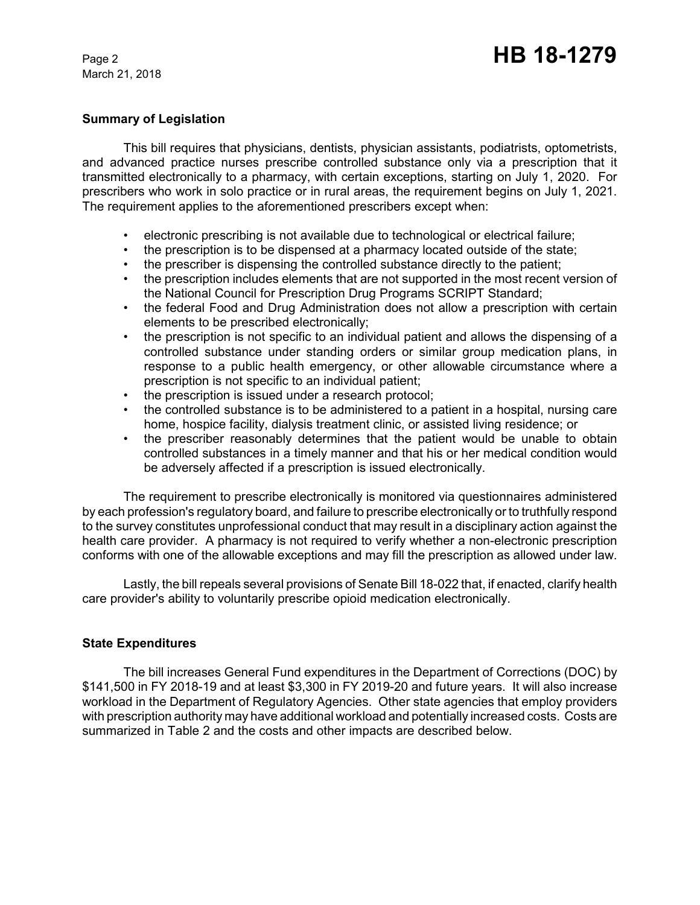## Summary of Legislation

This bill requires that physicians, dentists, physician assistants, podiatrists, optometrists, and advanced practice nurses prescribe controlled substance only via a prescription that it transmitted electronically to a pharmacy, with certain exceptions, starting on July 1, 2020. For prescribers who work in solo practice or in rural areas, the requirement begins on July 1, 2021. The requirement applies to the aforementioned prescribers except when:

- electronic prescribing is not available due to technological or electrical failure;
- the prescription is to be dispensed at a pharmacy located outside of the state;
- the prescriber is dispensing the controlled substance directly to the patient;
- the prescription includes elements that are not supported in the most recent version of the National Council for Prescription Drug Programs SCRIPT Standard;
- the federal Food and Drug Administration does not allow a prescription with certain elements to be prescribed electronically;
- the prescription is not specific to an individual patient and allows the dispensing of a controlled substance under standing orders or similar group medication plans, in response to a public health emergency, or other allowable circumstance where a prescription is not specific to an individual patient;
- the prescription is issued under a research protocol;
- the controlled substance is to be administered to a patient in a hospital, nursing care home, hospice facility, dialysis treatment clinic, or assisted living residence; or
- the prescriber reasonably determines that the patient would be unable to obtain controlled substances in a timely manner and that his or her medical condition would be adversely affected if a prescription is issued electronically.

The requirement to prescribe electronically is monitored via questionnaires administered by each profession's regulatory board, and failure to prescribe electronically or to truthfully respond to the survey constitutes unprofessional conduct that may result in a disciplinary action against the health care provider. A pharmacy is not required to verify whether a non-electronic prescription conforms with one of the allowable exceptions and may fill the prescription as allowed under law.

Lastly, the bill repeals several provisions of Senate Bill 18-022 that, if enacted, clarify health care provider's ability to voluntarily prescribe opioid medication electronically.

## State Expenditures

The bill increases General Fund expenditures in the Department of Corrections (DOC) by $141,500 in FY 2018-19 and at least $3,300 in FY 2019-20 and future years. It will also increase workload in the Department of Regulatory Agencies. Other state agencies that employ providers with prescription authority may have additional workload and potentially increased costs. Costs are summarized in Table 2 and the costs and other impacts are described below.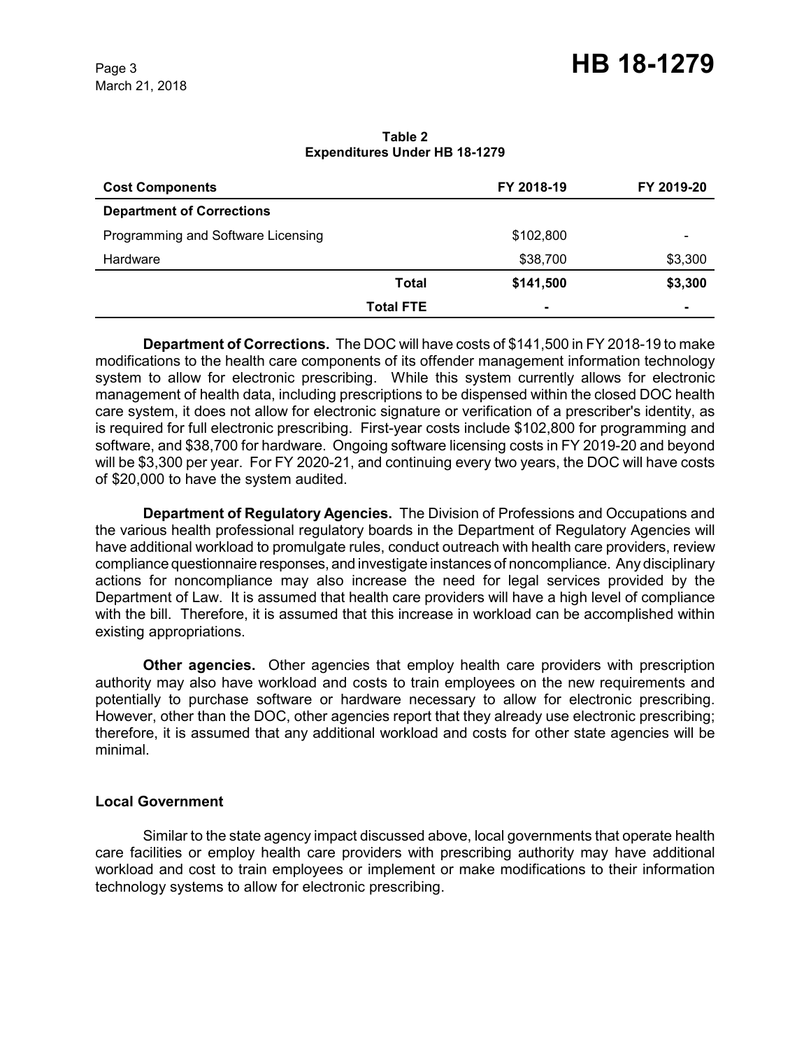**Table 2**
**Expenditures Under HB 18-1279**

| Cost Components | | FY 2018-19 | FY 2019-20 |
|---|---|---|---|
| **Department of Corrections** | | | |
| Programming and Software Licensing | | $102,800 | - |
| Hardware | | $38,700 | $3,300 |
| | **Total** | **$141,500** | **$3,300** |
| | **Total FTE** | **-** | **-** |

**Department of Corrections.** The DOC will have costs of $141,500 in FY 2018-19 to make modifications to the health care components of its offender management information technology system to allow for electronic prescribing. While this system currently allows for electronic management of health data, including prescriptions to be dispensed within the closed DOC health care system, it does not allow for electronic signature or verification of a prescriber's identity, as is required for full electronic prescribing. First-year costs include $102,800 for programming and software, and $38,700 for hardware. Ongoing software licensing costs in FY 2019-20 and beyond will be $3,300 per year. For FY 2020-21, and continuing every two years, the DOC will have costs of $20,000 to have the system audited.

**Department of Regulatory Agencies.** The Division of Professions and Occupations and the various health professional regulatory boards in the Department of Regulatory Agencies will have additional workload to promulgate rules, conduct outreach with health care providers, review compliance questionnaire responses, and investigate instances of noncompliance. Any disciplinary actions for noncompliance may also increase the need for legal services provided by the Department of Law. It is assumed that health care providers will have a high level of compliance with the bill. Therefore, it is assumed that this increase in workload can be accomplished within existing appropriations.

**Other agencies.** Other agencies that employ health care providers with prescription authority may also have workload and costs to train employees on the new requirements and potentially to purchase software or hardware necessary to allow for electronic prescribing. However, other than the DOC, other agencies report that they already use electronic prescribing; therefore, it is assumed that any additional workload and costs for other state agencies will be minimal.

### Local Government

Similar to the state agency impact discussed above, local governments that operate health care facilities or employ health care providers with prescribing authority may have additional workload and cost to train employees or implement or make modifications to their information technology systems to allow for electronic prescribing.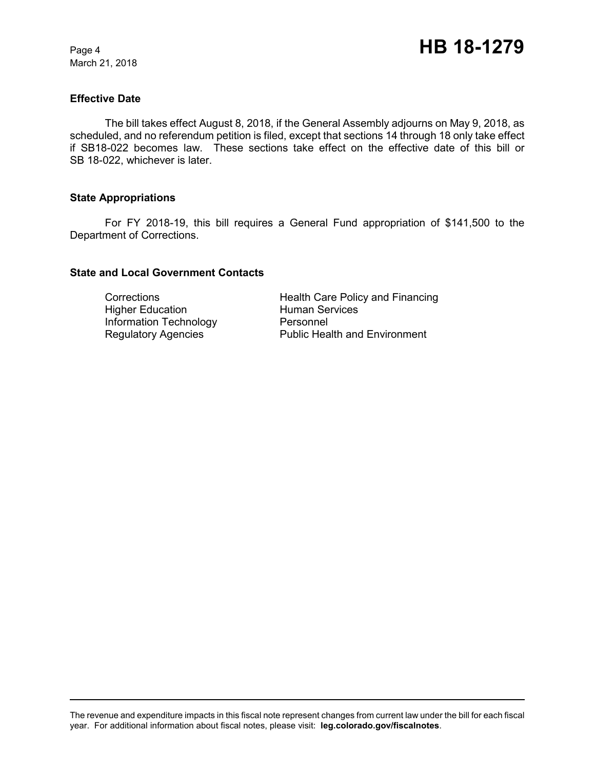### Effective Date

The bill takes effect August 8, 2018, if the General Assembly adjourns on May 9, 2018, as scheduled, and no referendum petition is filed, except that sections 14 through 18 only take effect if SB18-022 becomes law. These sections take effect on the effective date of this bill or SB 18-022, whichever is later.

### State Appropriations

For FY 2018-19, this bill requires a General Fund appropriation of $141,500 to the Department of Corrections.

### State and Local Government Contacts

| | |
|---|---|
| Corrections | Health Care Policy and Financing |
| Higher Education | Human Services |
| Information Technology | Personnel |
| Regulatory Agencies | Public Health and Environment |

The revenue and expenditure impacts in this fiscal note represent changes from current law under the bill for each fiscal year. For additional information about fiscal notes, please visit: **leg.colorado.gov/fiscalnotes**.